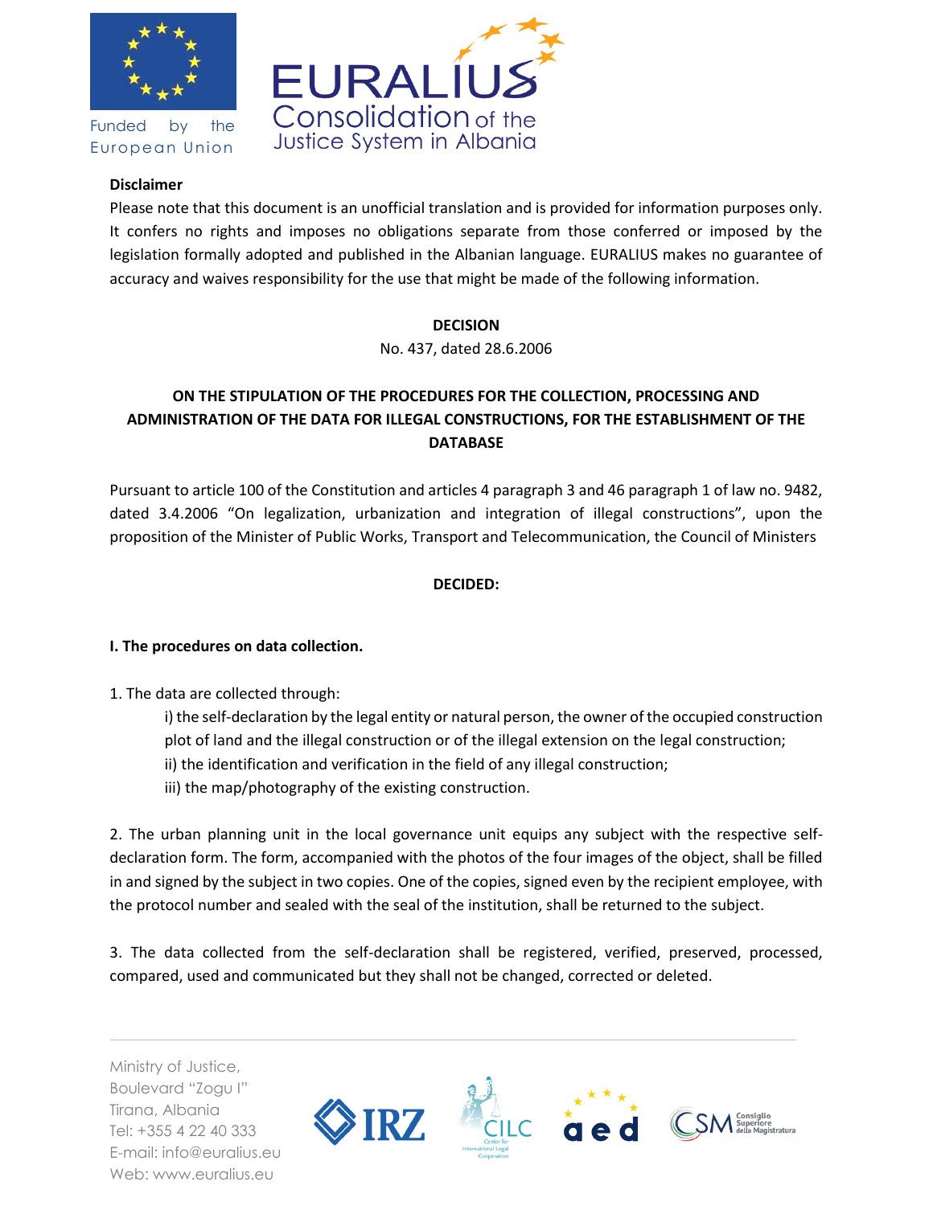**Disclaimer**

Please note that this document is an unofficial translation and is provided for information purposes only. It confers no rights and imposes no obligations separate from those conferred or imposed by the legislation formally adopted and published in the Albanian language. EURALIUS makes no guarantee of accuracy and waives responsibility for the use that might be made of the following information.

# DECISION

No. 437, dated 28.6.2006

## ON THE STIPULATION OF THE PROCEDURES FOR THE COLLECTION, PROCESSING AND ADMINISTRATION OF THE DATA FOR ILLEGAL CONSTRUCTIONS, FOR THE ESTABLISHMENT OF THE DATABASE

Pursuant to article 100 of the Constitution and articles 4 paragraph 3 and 46 paragraph 1 of law no. 9482, dated 3.4.2006 "On legalization, urbanization and integration of illegal constructions", upon the proposition of the Minister of Public Works, Transport and Telecommunication, the Council of Ministers

**DECIDED:**

### I. The procedures on data collection.

1. The data are collected through:
   - i) the self-declaration by the legal entity or natural person, the owner of the occupied construction plot of land and the illegal construction or of the illegal extension on the legal construction;
   - ii) the identification and verification in the field of any illegal construction;
   - iii) the map/photography of the existing construction.

2. The urban planning unit in the local governance unit equips any subject with the respective self-declaration form. The form, accompanied with the photos of the four images of the object, shall be filled in and signed by the subject in two copies. One of the copies, signed even by the recipient employee, with the protocol number and sealed with the seal of the institution, shall be returned to the subject.

3. The data collected from the self-declaration shall be registered, verified, preserved, processed, compared, used and communicated but they shall not be changed, corrected or deleted.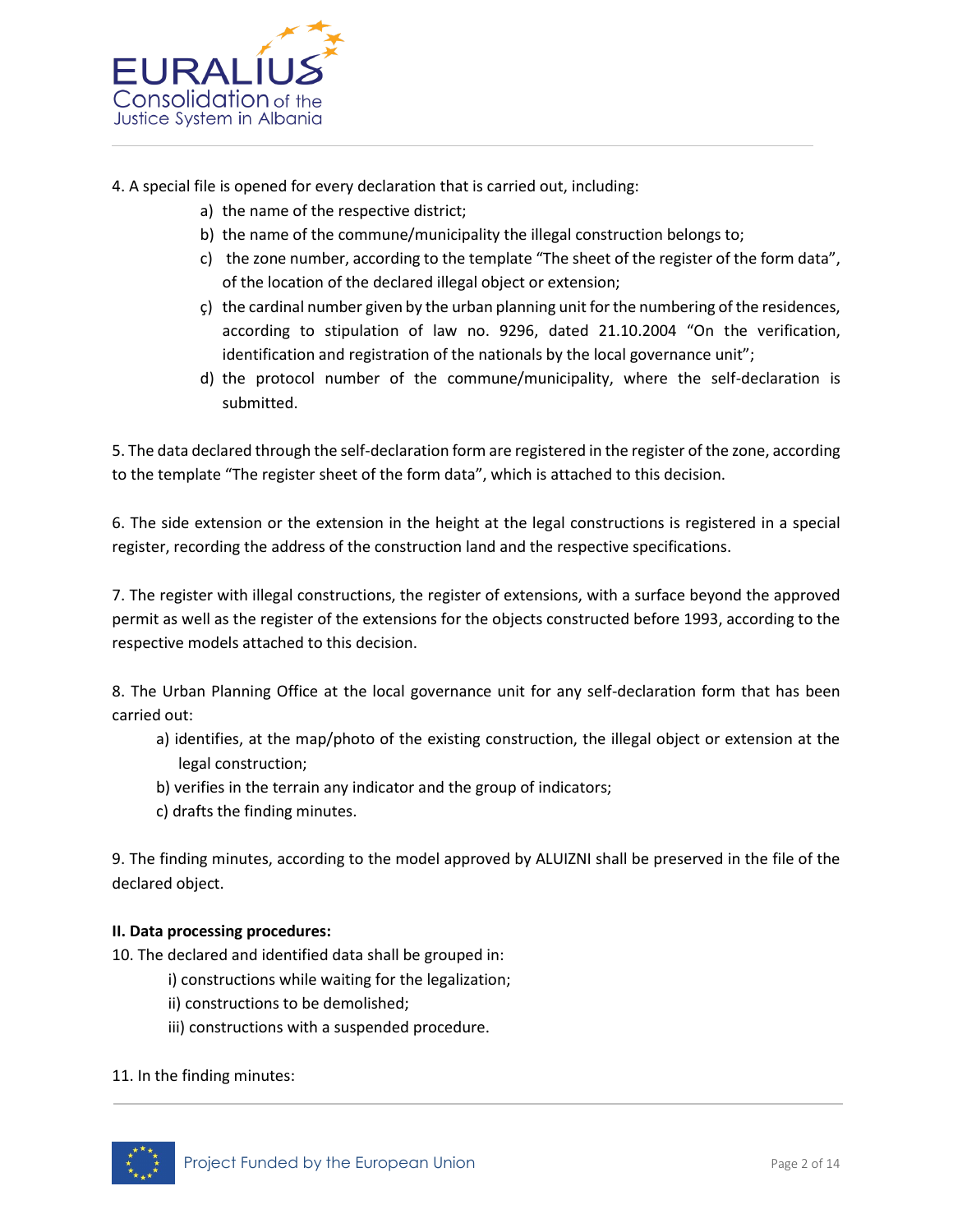4. A special file is opened for every declaration that is carried out, including:

   a) the name of the respective district;
   b) the name of the commune/municipality the illegal construction belongs to;
   c) the zone number, according to the template "The sheet of the register of the form data", of the location of the declared illegal object or extension;
   ç) the cardinal number given by the urban planning unit for the numbering of the residences, according to stipulation of law no. 9296, dated 21.10.2004 "On the verification, identification and registration of the nationals by the local governance unit";
   d) the protocol number of the commune/municipality, where the self-declaration is submitted.

5. The data declared through the self-declaration form are registered in the register of the zone, according to the template "The register sheet of the form data", which is attached to this decision.

6. The side extension or the extension in the height at the legal constructions is registered in a special register, recording the address of the construction land and the respective specifications.

7. The register with illegal constructions, the register of extensions, with a surface beyond the approved permit as well as the register of the extensions for the objects constructed before 1993, according to the respective models attached to this decision.

8. The Urban Planning Office at the local governance unit for any self-declaration form that has been carried out:

   a) identifies, at the map/photo of the existing construction, the illegal object or extension at the legal construction;
   b) verifies in the terrain any indicator and the group of indicators;
   c) drafts the finding minutes.

9. The finding minutes, according to the model approved by ALUIZNI shall be preserved in the file of the declared object.

**II. Data processing procedures:**

10. The declared and identified data shall be grouped in:

   i) constructions while waiting for the legalization;
   ii) constructions to be demolished;
   iii) constructions with a suspended procedure.

11. In the finding minutes: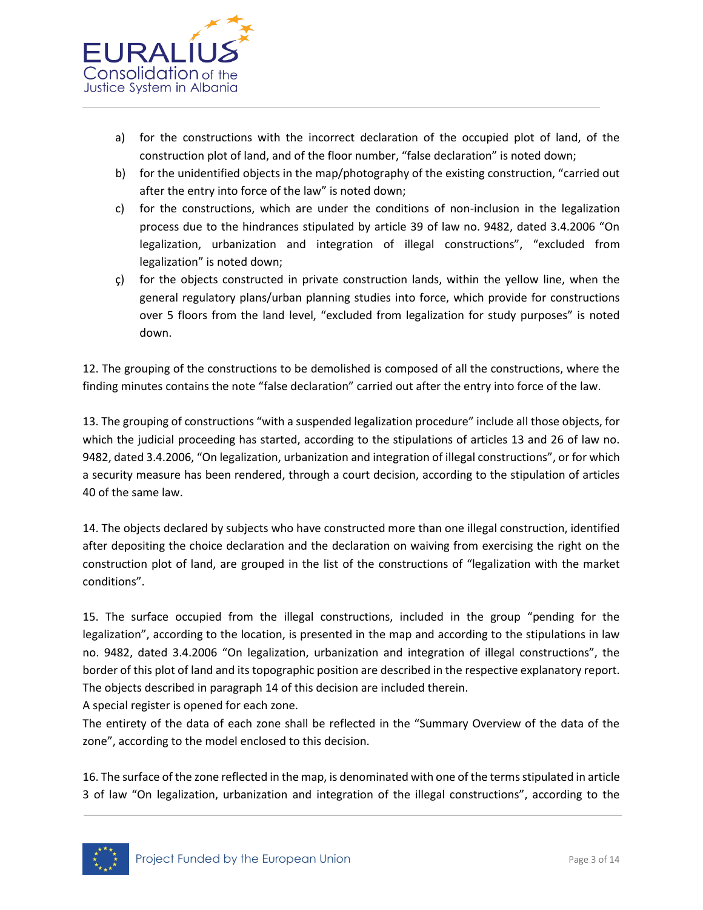a) for the constructions with the incorrect declaration of the occupied plot of land, of the construction plot of land, and of the floor number, “false declaration” is noted down;
b) for the unidentified objects in the map/photography of the existing construction, “carried out after the entry into force of the law” is noted down;
c) for the constructions, which are under the conditions of non-inclusion in the legalization process due to the hindrances stipulated by article 39 of law no. 9482, dated 3.4.2006 “On legalization, urbanization and integration of illegal constructions”, “excluded from legalization” is noted down;
ç) for the objects constructed in private construction lands, within the yellow line, when the general regulatory plans/urban planning studies into force, which provide for constructions over 5 floors from the land level, “excluded from legalization for study purposes” is noted down.

12. The grouping of the constructions to be demolished is composed of all the constructions, where the finding minutes contains the note “false declaration” carried out after the entry into force of the law.

13. The grouping of constructions “with a suspended legalization procedure” include all those objects, for which the judicial proceeding has started, according to the stipulations of articles 13 and 26 of law no. 9482, dated 3.4.2006, “On legalization, urbanization and integration of illegal constructions”, or for which a security measure has been rendered, through a court decision, according to the stipulation of articles 40 of the same law.

14. The objects declared by subjects who have constructed more than one illegal construction, identified after depositing the choice declaration and the declaration on waiving from exercising the right on the construction plot of land, are grouped in the list of the constructions of “legalization with the market conditions”.

15. The surface occupied from the illegal constructions, included in the group “pending for the legalization”, according to the location, is presented in the map and according to the stipulations in law no. 9482, dated 3.4.2006 “On legalization, urbanization and integration of illegal constructions”, the border of this plot of land and its topographic position are described in the respective explanatory report. The objects described in paragraph 14 of this decision are included therein.
A special register is opened for each zone.
The entirety of the data of each zone shall be reflected in the “Summary Overview of the data of the zone”, according to the model enclosed to this decision.

16. The surface of the zone reflected in the map, is denominated with one of the terms stipulated in article 3 of law “On legalization, urbanization and integration of the illegal constructions”, according to the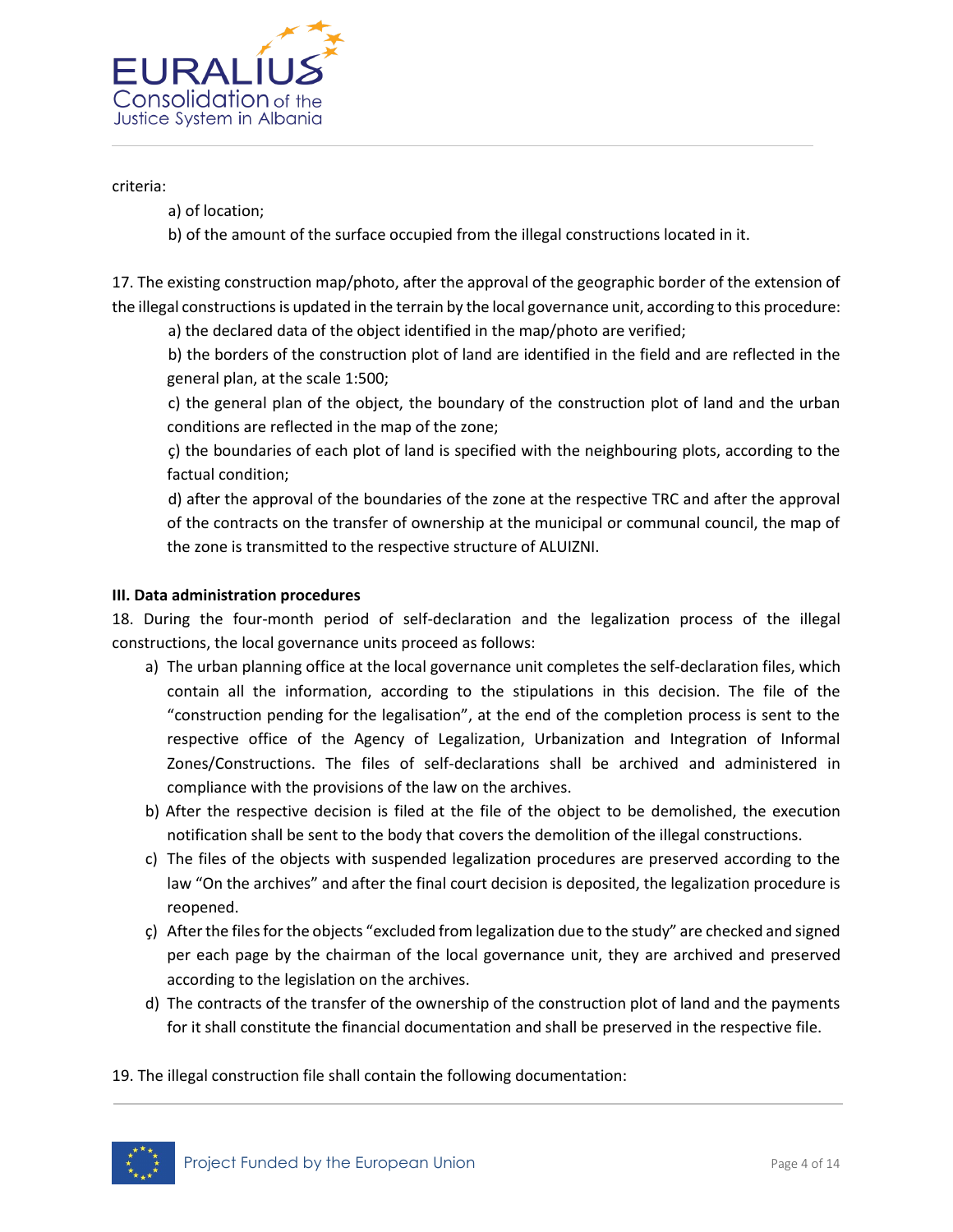criteria:

a) of location;

b) of the amount of the surface occupied from the illegal constructions located in it.

17. The existing construction map/photo, after the approval of the geographic border of the extension of the illegal constructions is updated in the terrain by the local governance unit, according to this procedure:

a) the declared data of the object identified in the map/photo are verified;

b) the borders of the construction plot of land are identified in the field and are reflected in the general plan, at the scale 1:500;

c) the general plan of the object, the boundary of the construction plot of land and the urban conditions are reflected in the map of the zone;

ç) the boundaries of each plot of land is specified with the neighbouring plots, according to the factual condition;

d) after the approval of the boundaries of the zone at the respective TRC and after the approval of the contracts on the transfer of ownership at the municipal or communal council, the map of the zone is transmitted to the respective structure of ALUIZNI.

**III. Data administration procedures**

18. During the four-month period of self-declaration and the legalization process of the illegal constructions, the local governance units proceed as follows:

a) The urban planning office at the local governance unit completes the self-declaration files, which contain all the information, according to the stipulations in this decision. The file of the "construction pending for the legalisation", at the end of the completion process is sent to the respective office of the Agency of Legalization, Urbanization and Integration of Informal Zones/Constructions. The files of self-declarations shall be archived and administered in compliance with the provisions of the law on the archives.

b) After the respective decision is filed at the file of the object to be demolished, the execution notification shall be sent to the body that covers the demolition of the illegal constructions.

c) The files of the objects with suspended legalization procedures are preserved according to the law "On the archives" and after the final court decision is deposited, the legalization procedure is reopened.

ç) After the files for the objects "excluded from legalization due to the study" are checked and signed per each page by the chairman of the local governance unit, they are archived and preserved according to the legislation on the archives.

d) The contracts of the transfer of the ownership of the construction plot of land and the payments for it shall constitute the financial documentation and shall be preserved in the respective file.

19. The illegal construction file shall contain the following documentation: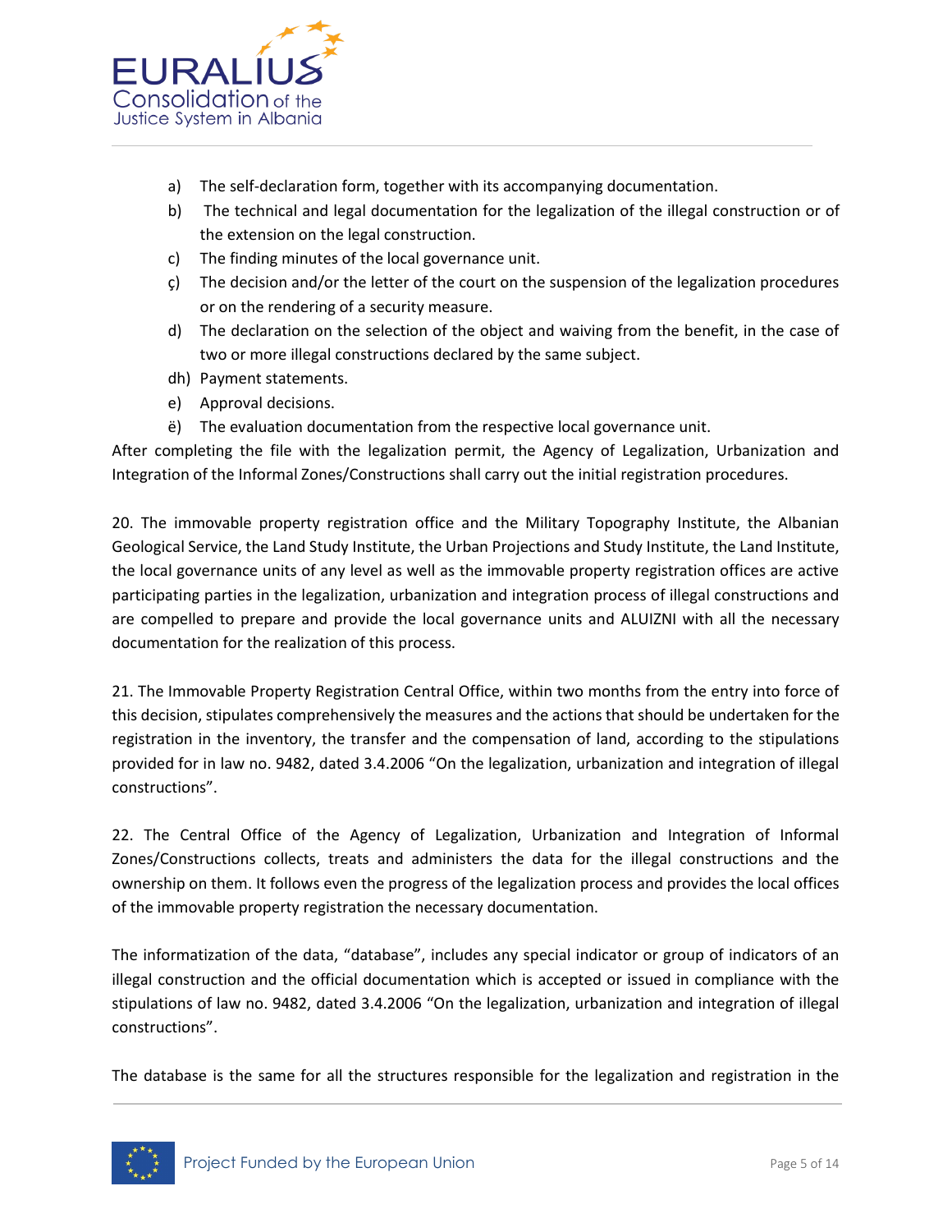a) The self-declaration form, together with its accompanying documentation.
b) The technical and legal documentation for the legalization of the illegal construction or of the extension on the legal construction.
c) The finding minutes of the local governance unit.
ç) The decision and/or the letter of the court on the suspension of the legalization procedures or on the rendering of a security measure.
d) The declaration on the selection of the object and waiving from the benefit, in the case of two or more illegal constructions declared by the same subject.
dh) Payment statements.
e) Approval decisions.
ë) The evaluation documentation from the respective local governance unit.

After completing the file with the legalization permit, the Agency of Legalization, Urbanization and Integration of the Informal Zones/Constructions shall carry out the initial registration procedures.

20. The immovable property registration office and the Military Topography Institute, the Albanian Geological Service, the Land Study Institute, the Urban Projections and Study Institute, the Land Institute, the local governance units of any level as well as the immovable property registration offices are active participating parties in the legalization, urbanization and integration process of illegal constructions and are compelled to prepare and provide the local governance units and ALUIZNI with all the necessary documentation for the realization of this process.

21. The Immovable Property Registration Central Office, within two months from the entry into force of this decision, stipulates comprehensively the measures and the actions that should be undertaken for the registration in the inventory, the transfer and the compensation of land, according to the stipulations provided for in law no. 9482, dated 3.4.2006 "On the legalization, urbanization and integration of illegal constructions".

22. The Central Office of the Agency of Legalization, Urbanization and Integration of Informal Zones/Constructions collects, treats and administers the data for the illegal constructions and the ownership on them. It follows even the progress of the legalization process and provides the local offices of the immovable property registration the necessary documentation.

The informatization of the data, "database", includes any special indicator or group of indicators of an illegal construction and the official documentation which is accepted or issued in compliance with the stipulations of law no. 9482, dated 3.4.2006 "On the legalization, urbanization and integration of illegal constructions".

The database is the same for all the structures responsible for the legalization and registration in the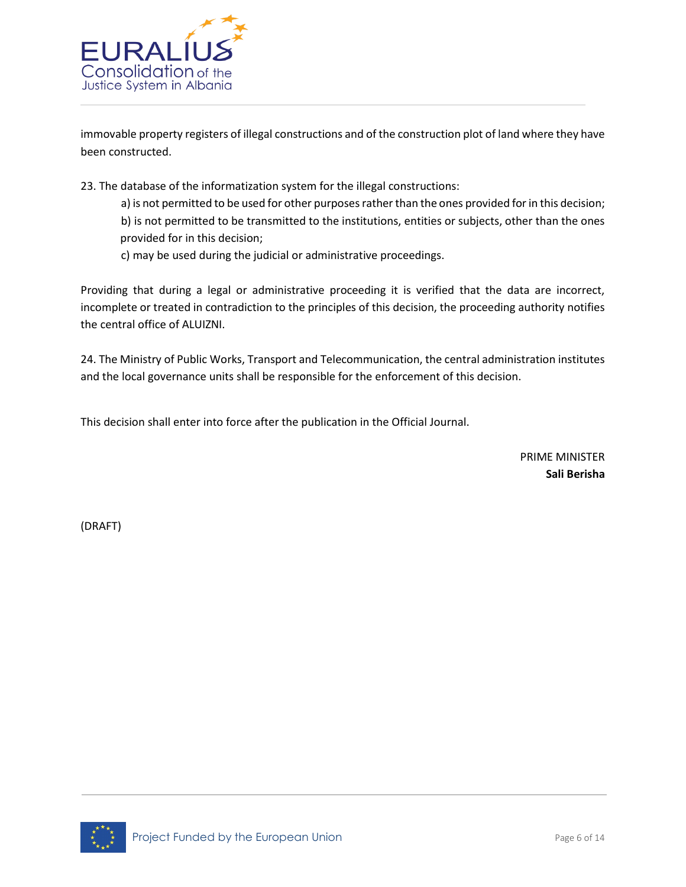immovable property registers of illegal constructions and of the construction plot of land where they have been constructed.

23. The database of the informatization system for the illegal constructions:

a) is not permitted to be used for other purposes rather than the ones provided for in this decision;

b) is not permitted to be transmitted to the institutions, entities or subjects, other than the ones provided for in this decision;

c) may be used during the judicial or administrative proceedings.

Providing that during a legal or administrative proceeding it is verified that the data are incorrect, incomplete or treated in contradiction to the principles of this decision, the proceeding authority notifies the central office of ALUIZNI.

24. The Ministry of Public Works, Transport and Telecommunication, the central administration institutes and the local governance units shall be responsible for the enforcement of this decision.

This decision shall enter into force after the publication in the Official Journal.

PRIME MINISTER
**Sali Berisha**

(DRAFT)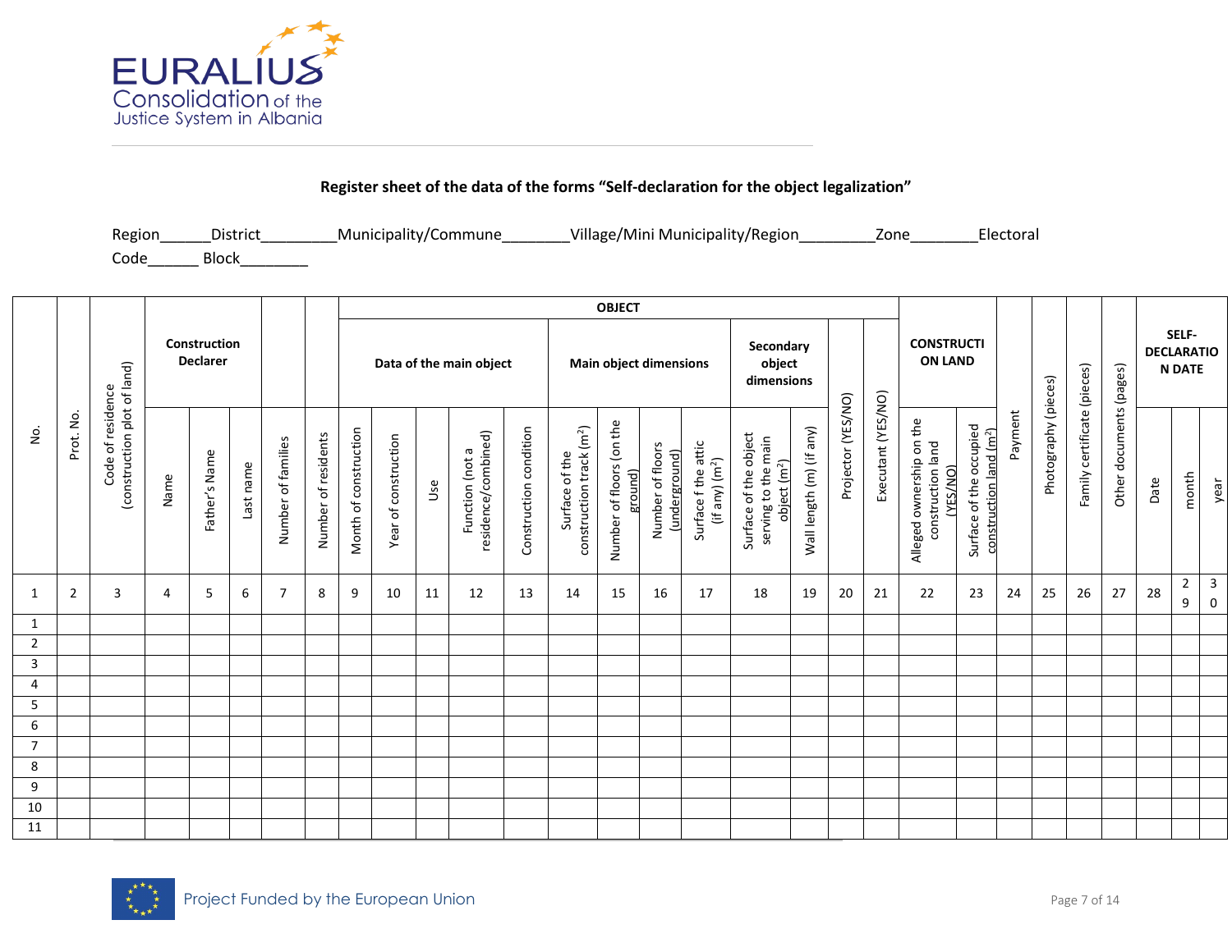**Register sheet of the data of the forms "Self-declaration for the object legalization"**

Region______District_________Municipality/Commune________Village/Mini Municipality/Region_________Zone________Electoral Code______ Block________

| No. | Prot. No. | Code of residence (construction plot of land) | Construction Declarer | | | Number of families | Number of residents | OBJECT | | | | | | | | | | | | | CONSTRUCTION LAND | | Payment | Photography (pieces) | Family certificate (pieces) | Other documents (pages) | SELF-DECLARATION DATE | | |
|---|---|---|---|---|---|---|---|---|---|---|---|---|---|---|---|---|---|---|---|---|---|---|---|---|---|---|---|---|---|
| | | | | | | | | Data of the main object | | | | | Main object dimensions | | | | Secondary object dimensions | | Projector (YES/NO) | Executant (YES/NO) | | | | | | | | | |
| | | | Name | Father's Name | Last name | | | Month of construction | Year of construction | Use | Function (not a residence/combined) | Construction condition | Surface of the construction track ($m^2$) | Number of floors (on the ground) | Number of floors (underground) | Surface f the attic (if any) ($m^2$) | Surface of the object serving to the main object ($m^2$) | Wall length (m) (if any) | | | Alleged ownership on the construction land (YES/NO) | Surface of the occupied construction land ($m^2$) | | | | | Date | month | year |
| 1 | 2 | 3 | 4 | 5 | 6 | 7 | 8 | 9 | 10 | 11 | 12 | 13 | 14 | 15 | 16 | 17 | 18 | 19 | 20 | 21 | 22 | 23 | 24 | 25 | 26 | 27 | 28 | 29 | 30 |
| 1 | | | | | | | | | | | | | | | | | | | | | | | | | | | | | |
| 2 | | | | | | | | | | | | | | | | | | | | | | | | | | | | | |
| 3 | | | | | | | | | | | | | | | | | | | | | | | | | | | | | |
| 4 | | | | | | | | | | | | | | | | | | | | | | | | | | | | | |
| 5 | | | | | | | | | | | | | | | | | | | | | | | | | | | | | |
| 6 | | | | | | | | | | | | | | | | | | | | | | | | | | | | | |
| 7 | | | | | | | | | | | | | | | | | | | | | | | | | | | | | |
| 8 | | | | | | | | | | | | | | | | | | | | | | | | | | | | | |
| 9 | | | | | | | | | | | | | | | | | | | | | | | | | | | | | |
| 10 | | | | | | | | | | | | | | | | | | | | | | | | | | | | | |
| 11 | | | | | | | | | | | | | | | | | | | | | | | | | | | | | |

Project Funded by the European Union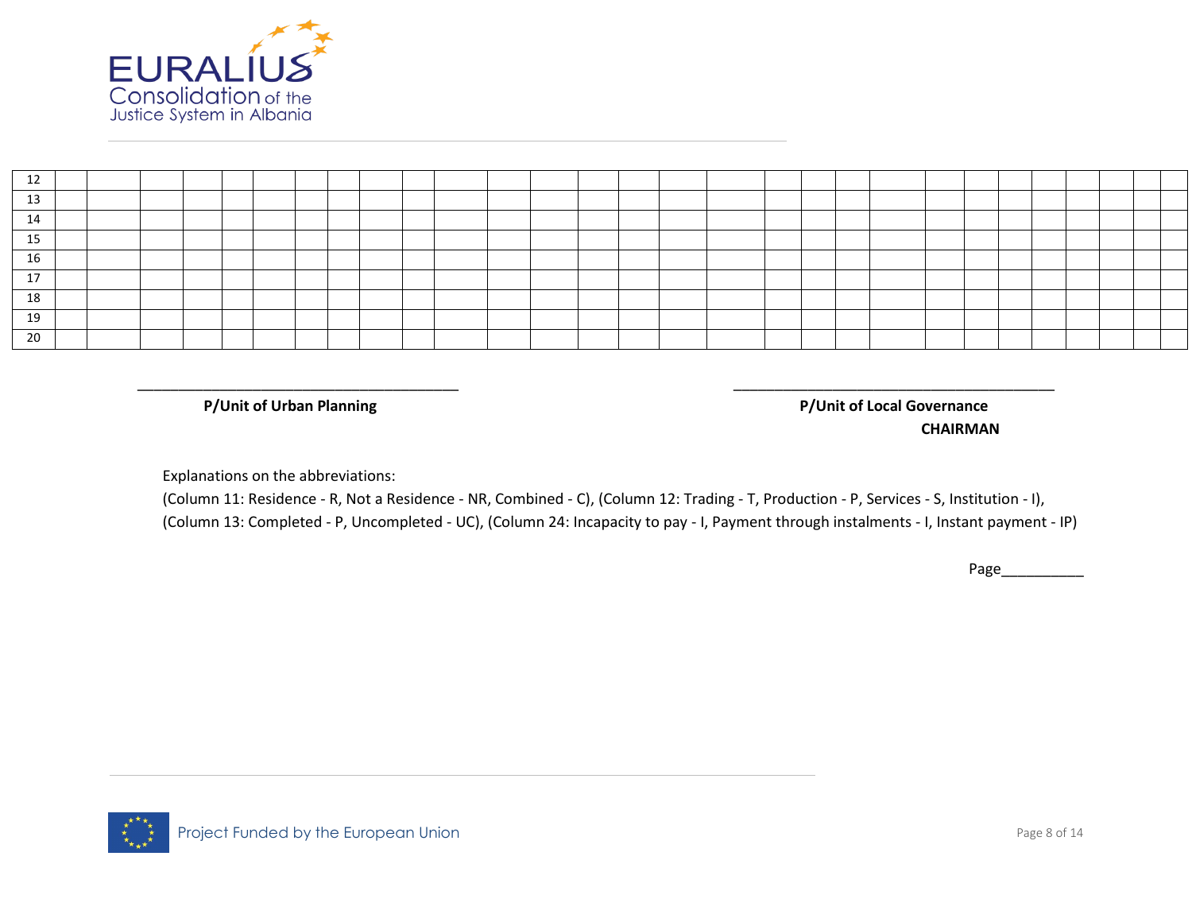| | | | | | | | | | | | | | | | | | | | | | | | | | | | | | |
|---|---|---|---|---|---|---|---|---|---|---|---|---|---|---|---|---|---|---|---|---|---|---|---|---|---|---|---|---|---|
| 12 | | | | | | | | | | | | | | | | | | | | | | | | | | | | | |
| 13 | | | | | | | | | | | | | | | | | | | | | | | | | | | | | |
| 14 | | | | | | | | | | | | | | | | | | | | | | | | | | | | | |
| 15 | | | | | | | | | | | | | | | | | | | | | | | | | | | | | |
| 16 | | | | | | | | | | | | | | | | | | | | | | | | | | | | | |
| 17 | | | | | | | | | | | | | | | | | | | | | | | | | | | | | |
| 18 | | | | | | | | | | | | | | | | | | | | | | | | | | | | | |
| 19 | | | | | | | | | | | | | | | | | | | | | | | | | | | | | |
| 20 | | | | | | | | | | | | | | | | | | | | | | | | | | | | | |

_______________________________________ 
**P/Unit of Urban Planning**

_______________________________________ 
**P/Unit of Local Governance**
**CHAIRMAN**

Explanations on the abbreviations:
(Column 11: Residence - R, Not a Residence - NR, Combined - C), (Column 12: Trading - T, Production - P, Services - S, Institution - I), (Column 13: Completed - P, Uncompleted - UC), (Column 24: Incapacity to pay - I, Payment through instalments - I, Instant payment - IP)

Page__________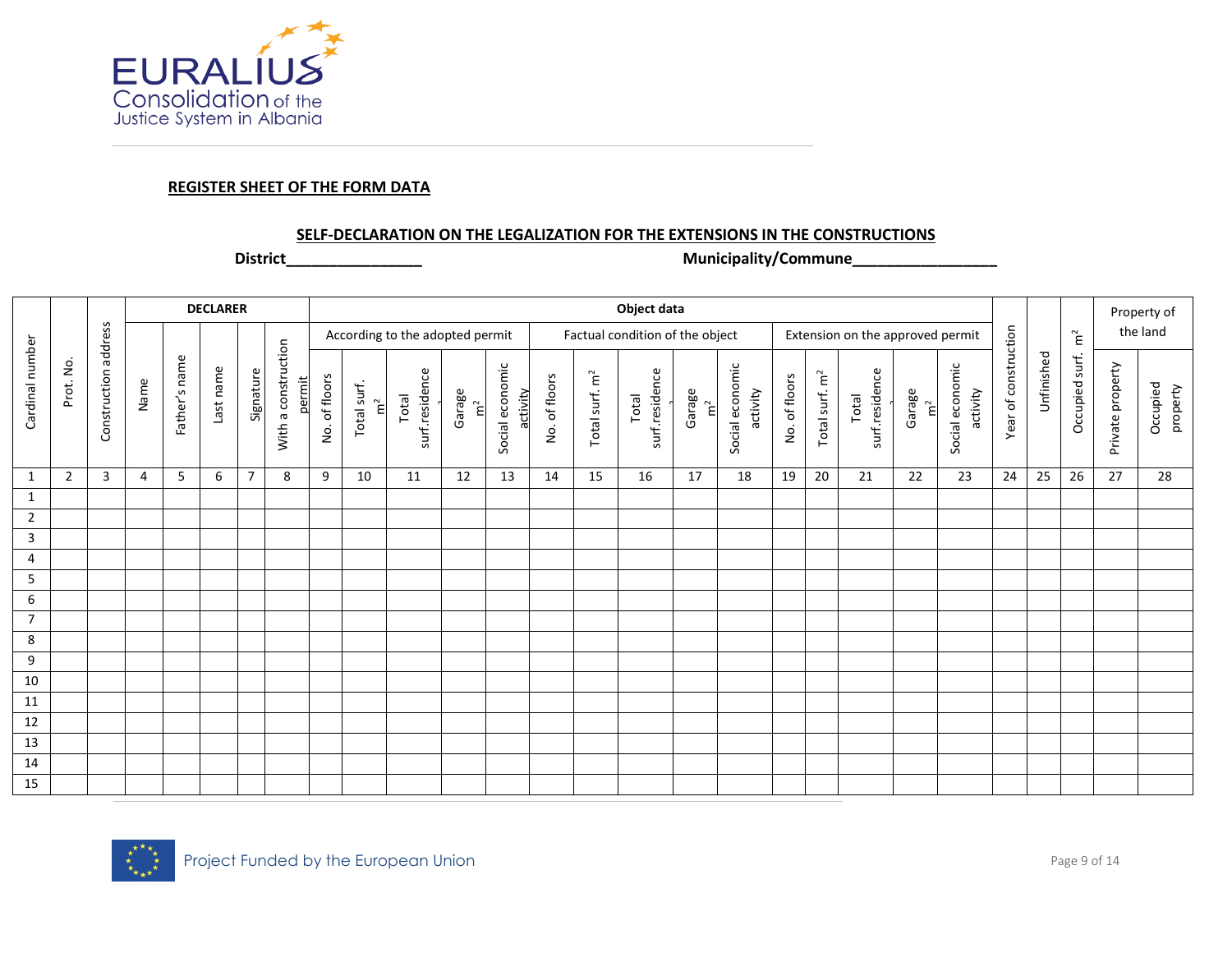**REGISTER SHEET OF THE FORM DATA**

**SELF-DECLARATION ON THE LEGALIZATION FOR THE EXTENSIONS IN THE CONSTRUCTIONS**

**District________________** **Municipality/Commune_________________**

| Cardinal number | Prot. No. | Construction address | DECLARER | | | | | Object data | | | | | | | | | | | | | | | Year of construction | Unfinished | Occupied surf. $m^2$ | Property of the land | |
|---|---|---|---|---|---|---|---|---|---|---|---|---|---|---|---|---|---|---|---|---|---|---|---|---|---|---|---|
| | | | | | | | | According to the adopted permit | | | | | Factual condition of the object | | | | | Extension on the approved permit | | | | | | | | | |
| | | | Name | Father's name | Last name | Signature | With a construction permit | No. of floors | Total surf. $m^2$ | Total surf.residence | Garage $m^2$ | Social economic activity | No. of floors | Total surf. $m^2$ | Total surf.residence | Garage $m^2$ | Social economic activity | No. of floors | Total surf. $m^2$ | Total surf.residence | Garage $m^2$ | Social economic activity | | | | Private property | Occupied property |
| 1 | 2 | 3 | 4 | 5 | 6 | 7 | 8 | 9 | 10 | 11 | 12 | 13 | 14 | 15 | 16 | 17 | 18 | 19 | 20 | 21 | 22 | 23 | 24 | 25 | 26 | 27 | 28 |
| 1 | | | | | | | | | | | | | | | | | | | | | | | | | | | |
| 2 | | | | | | | | | | | | | | | | | | | | | | | | | | | |
| 3 | | | | | | | | | | | | | | | | | | | | | | | | | | | |
| 4 | | | | | | | | | | | | | | | | | | | | | | | | | | | |
| 5 | | | | | | | | | | | | | | | | | | | | | | | | | | | |
| 6 | | | | | | | | | | | | | | | | | | | | | | | | | | | |
| 7 | | | | | | | | | | | | | | | | | | | | | | | | | | | |
| 8 | | | | | | | | | | | | | | | | | | | | | | | | | | | |
| 9 | | | | | | | | | | | | | | | | | | | | | | | | | | | |
| 10 | | | | | | | | | | | | | | | | | | | | | | | | | | | |
| 11 | | | | | | | | | | | | | | | | | | | | | | | | | | | |
| 12 | | | | | | | | | | | | | | | | | | | | | | | | | | | |
| 13 | | | | | | | | | | | | | | | | | | | | | | | | | | | |
| 14 | | | | | | | | | | | | | | | | | | | | | | | | | | | |
| 15 | | | | | | | | | | | | | | | | | | | | | | | | | | | |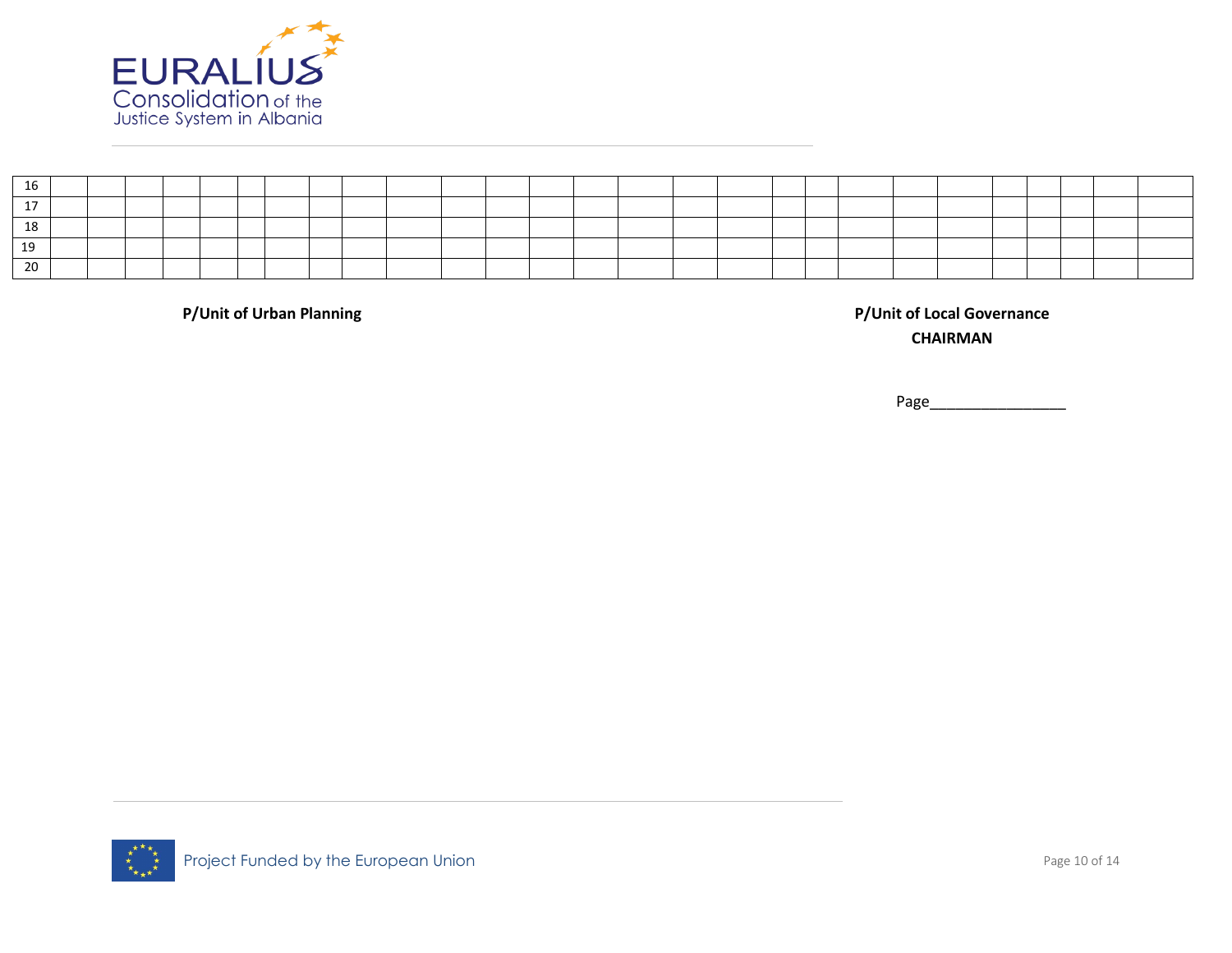| | | | | | | | | | | | | | | | | | | | | | | | | | | | |
|---|---|---|---|---|---|---|---|---|---|---|---|---|---|---|---|---|---|---|---|---|---|---|---|---|---|---|---|
| 16 | | | | | | | | | | | | | | | | | | | | | | | | | | | |
| 17 | | | | | | | | | | | | | | | | | | | | | | | | | | | |
| 18 | | | | | | | | | | | | | | | | | | | | | | | | | | | |
| 19 | | | | | | | | | | | | | | | | | | | | | | | | | | | |
| 20 | | | | | | | | | | | | | | | | | | | | | | | | | | | |

**P/Unit of Urban Planning**

**P/Unit of Local Governance**
**CHAIRMAN**

Page________________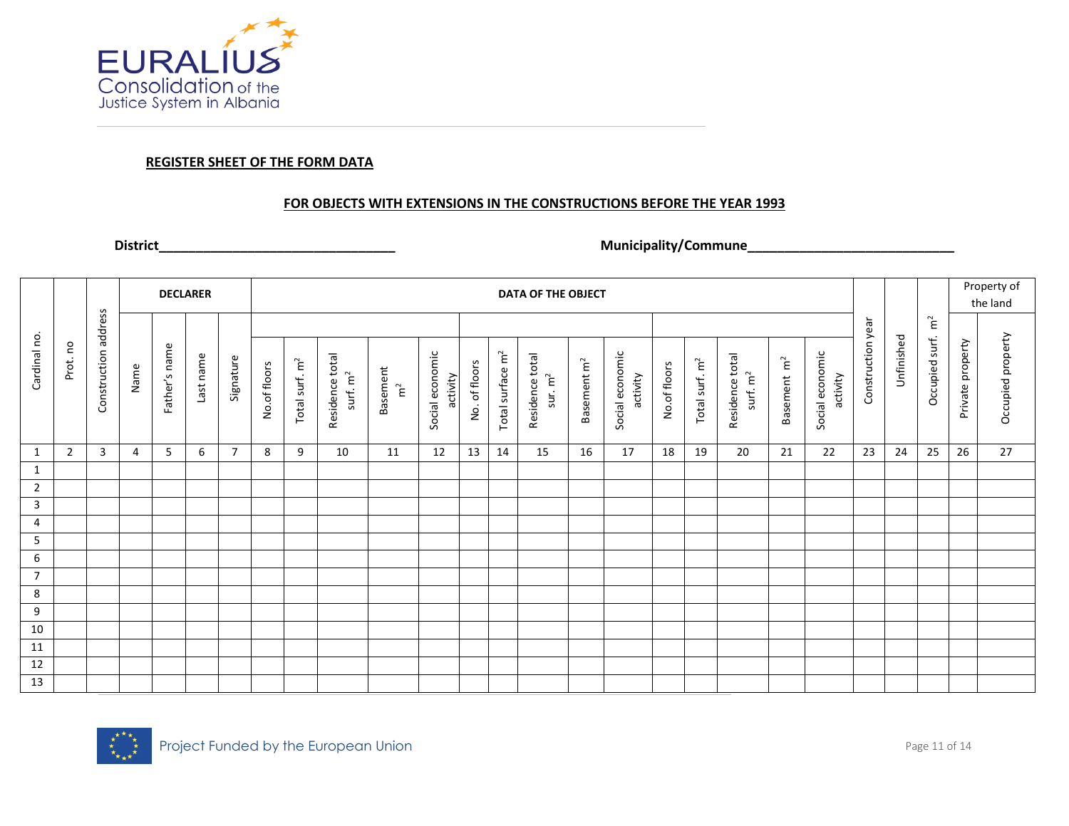**REGISTER SHEET OF THE FORM DATA**

**FOR OBJECTS WITH EXTENSIONS IN THE CONSTRUCTIONS BEFORE THE YEAR 1993**

**District**________________________________ **Municipality/Commune**___________________________

| Cardinal no. | Prot. no | Construction address | DECLARER | | | | DATA OF THE OBJECT | | | | | | | | | | | | | | | Construction year | Unfinished | Occupied surf. m² | Property of the land | |
|---|---|---|---|---|---|---|---|---|---|---|---|---|---|---|---|---|---|---|---|---|---|---|---|---|---|---|
| | | | Name | Father's name | Last name | Signature | No.of floors | Total surf. m² | Residence total surf. m² | Basement m² | Social economic activity | No. of floors | Total surface m² | Residence total sur. m² | Basement m² | Social economic activity | No.of floors | Total surf. m² | Residence total surf. m² | Basement m² | Social economic activity | | | | Private property | Occupied property |
| 1 | 2 | 3 | 4 | 5 | 6 | 7 | 8 | 9 | 10 | 11 | 12 | 13 | 14 | 15 | 16 | 17 | 18 | 19 | 20 | 21 | 22 | 23 | 24 | 25 | 26 | 27 |
| 1 | | | | | | | | | | | | | | | | | | | | | | | | | | |
| 2 | | | | | | | | | | | | | | | | | | | | | | | | | | |
| 3 | | | | | | | | | | | | | | | | | | | | | | | | | | |
| 4 | | | | | | | | | | | | | | | | | | | | | | | | | | |
| 5 | | | | | | | | | | | | | | | | | | | | | | | | | | |
| 6 | | | | | | | | | | | | | | | | | | | | | | | | | | |
| 7 | | | | | | | | | | | | | | | | | | | | | | | | | | |
| 8 | | | | | | | | | | | | | | | | | | | | | | | | | | |
| 9 | | | | | | | | | | | | | | | | | | | | | | | | | | |
| 10 | | | | | | | | | | | | | | | | | | | | | | | | | | |
| 11 | | | | | | | | | | | | | | | | | | | | | | | | | | |
| 12 | | | | | | | | | | | | | | | | | | | | | | | | | | |
| 13 | | | | | | | | | | | | | | | | | | | | | | | | | | |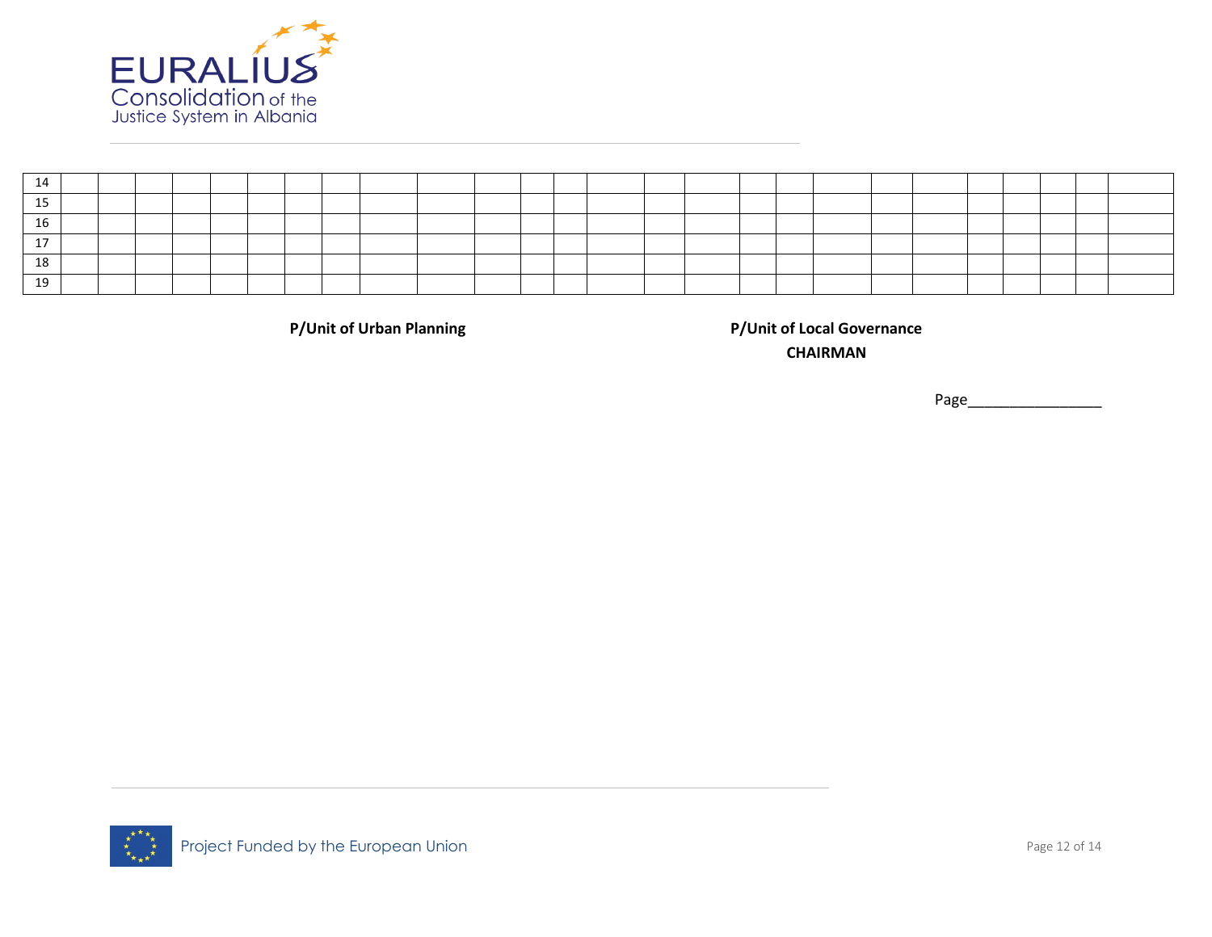| | | | | | | | | | | | | | | | | | | | | | | | | | | |
|---|---|---|---|---|---|---|---|---|---|---|---|---|---|---|---|---|---|---|---|---|---|---|---|---|---|---|
| 14 | | | | | | | | | | | | | | | | | | | | | | | | | | |
| 15 | | | | | | | | | | | | | | | | | | | | | | | | | | |
| 16 | | | | | | | | | | | | | | | | | | | | | | | | | | |
| 17 | | | | | | | | | | | | | | | | | | | | | | | | | | |
| 18 | | | | | | | | | | | | | | | | | | | | | | | | | | |
| 19 | | | | | | | | | | | | | | | | | | | | | | | | | | |

**P/Unit of Urban Planning**

**P/Unit of Local Governance**

**CHAIRMAN**

Page________________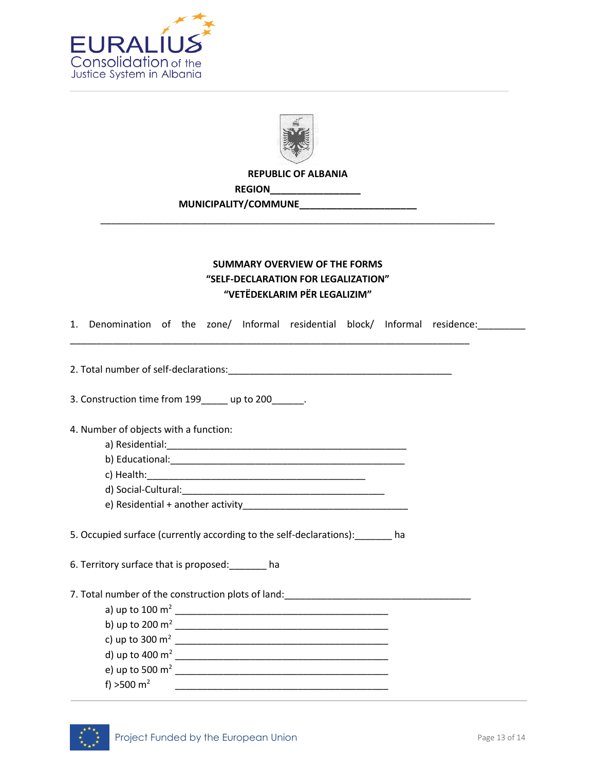**REPUBLIC OF ALBANIA**

**REGION_________________**

**MUNICIPALITY/COMMUNE_____________________**

______________________________________________________________________________

**SUMMARY OVERVIEW OF THE FORMS**

**"SELF-DECLARATION FOR LEGALIZATION"**

**"VETËDEKLARIM PËR LEGALIZIM"**

1. Denomination of the zone/ Informal residential block/ Informal residence:_________
______________________________________________________________________________

2. Total number of self-declarations:____________________________________________

3. Construction time from 199_____ up to 200______.

4. Number of objects with a function:
   a) Residential:______________________________________________
   b) Educational:_____________________________________________
   c) Health:__________________________________________
   d) Social-Cultural:______________________________________
   e) Residential + another activity_______________________________

5. Occupied surface (currently according to the self-declarations):_______ ha

6. Territory surface that is proposed:_______ ha

7. Total number of the construction plots of land:____________________________________
   a) up to 100 m$^2$ __________________________________________
   b) up to 200 m$^2$ __________________________________________
   c) up to 300 m$^2$ __________________________________________
   d) up to 400 m$^2$ __________________________________________
   e) up to 500 m$^2$ __________________________________________
   f) >500 m$^2$ __________________________________________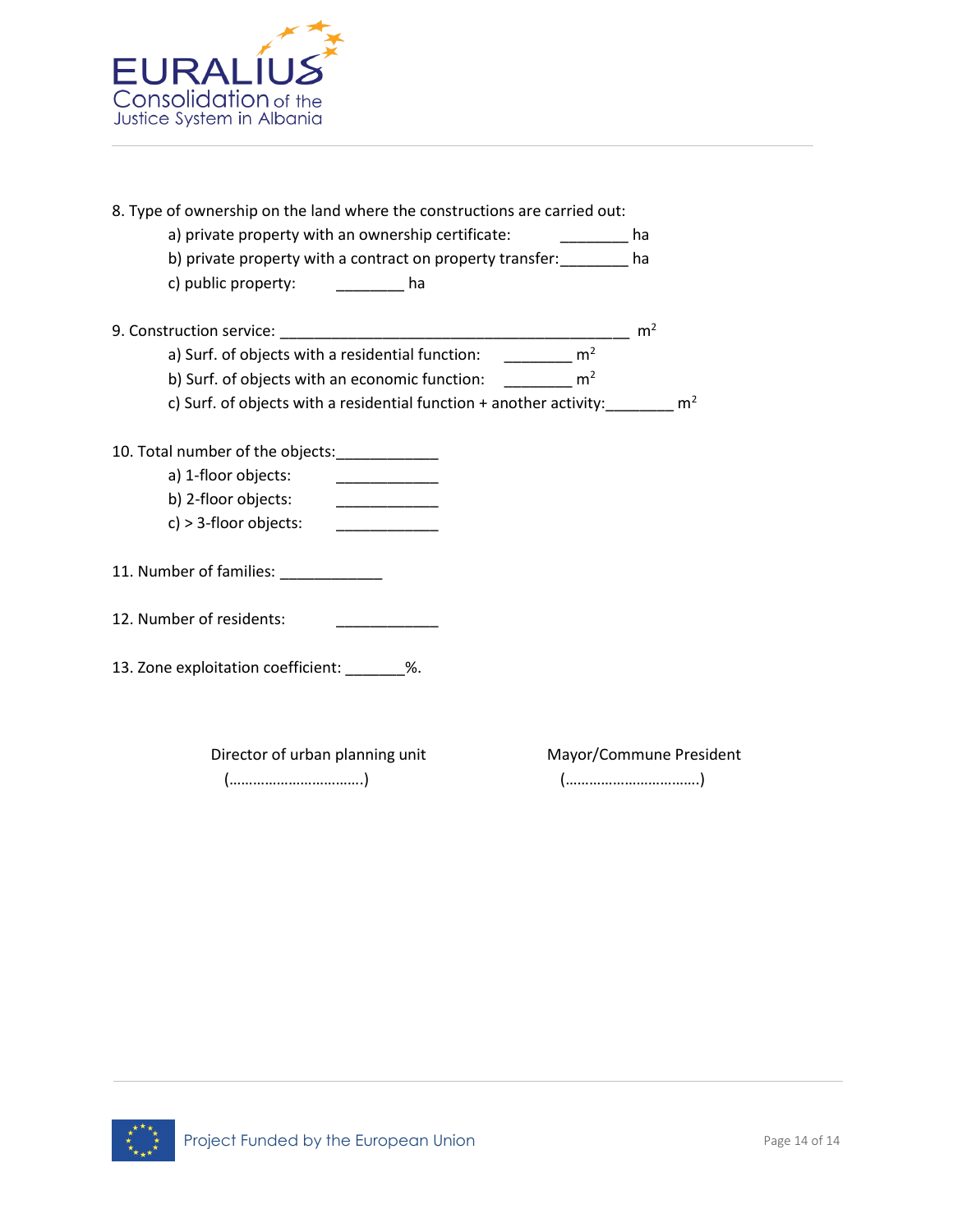8. Type of ownership on the land where the constructions are carried out:
   - a) private property with an ownership certificate: ________ ha
   - b) private property with a contract on property transfer: ________ ha
   - c) public property: ________ ha

9. Construction service: ____________________________________________ $m^2$
   - a) Surf. of objects with a residential function: ________ $m^2$
   - b) Surf. of objects with an economic function: ________ $m^2$
   - c) Surf. of objects with a residential function + another activity: ________ $m^2$

10. Total number of the objects: ____________
    - a) 1-floor objects: ____________
    - b) 2-floor objects: ____________
    - c) > 3-floor objects: ____________

11. Number of families: ____________

12. Number of residents: ____________

13. Zone exploitation coefficient: _______%.

| | |
|---|---|
| Director of urban planning unit | Mayor/Commune President |
| (…………………………….) | (…………………………….) |